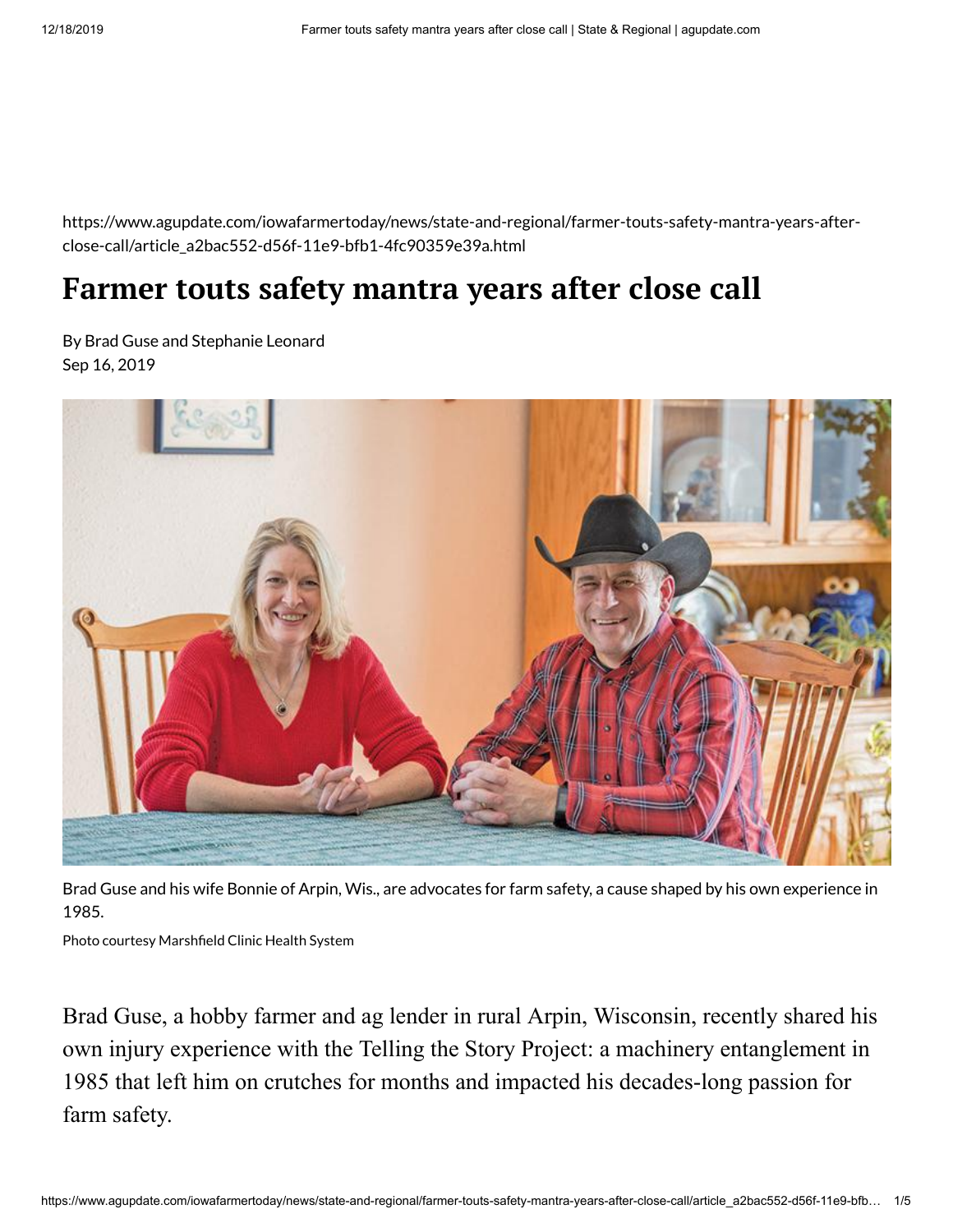https://www.agupdate.com/iowafarmertoday/news/state-and-regional/farmer-touts-safety-mantra-years-after-close-call/article_a2bac552-d56f-11e9-bfb1-4fc90359e39a.html

# Farmer touts safety mantra years after close call

By Brad Guse and Stephanie Leonard
Sep 16, 2019

Brad Guse and his wife Bonnie of Arpin, Wis., are advocates for farm safety, a cause shaped by his own experience in 1985.

Photo courtesy Marshfield Clinic Health System

Brad Guse, a hobby farmer and ag lender in rural Arpin, Wisconsin, recently shared his own injury experience with the Telling the Story Project: a machinery entanglement in 1985 that left him on crutches for months and impacted his decades-long passion for farm safety.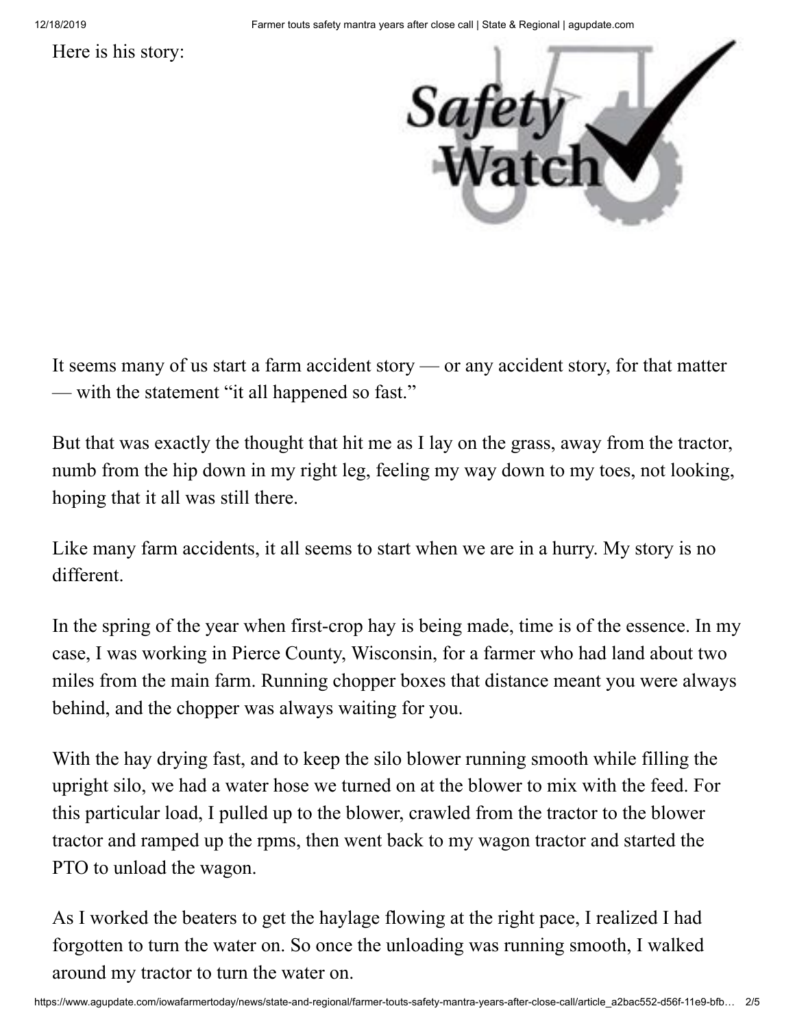Here is his story:

It seems many of us start a farm accident story — or any accident story, for that matter — with the statement "it all happened so fast."

But that was exactly the thought that hit me as I lay on the grass, away from the tractor, numb from the hip down in my right leg, feeling my way down to my toes, not looking, hoping that it all was still there.

Like many farm accidents, it all seems to start when we are in a hurry. My story is no different.

In the spring of the year when first-crop hay is being made, time is of the essence. In my case, I was working in Pierce County, Wisconsin, for a farmer who had land about two miles from the main farm. Running chopper boxes that distance meant you were always behind, and the chopper was always waiting for you.

With the hay drying fast, and to keep the silo blower running smooth while filling the upright silo, we had a water hose we turned on at the blower to mix with the feed. For this particular load, I pulled up to the blower, crawled from the tractor to the blower tractor and ramped up the rpms, then went back to my wagon tractor and started the PTO to unload the wagon.

As I worked the beaters to get the haylage flowing at the right pace, I realized I had forgotten to turn the water on. So once the unloading was running smooth, I walked around my tractor to turn the water on.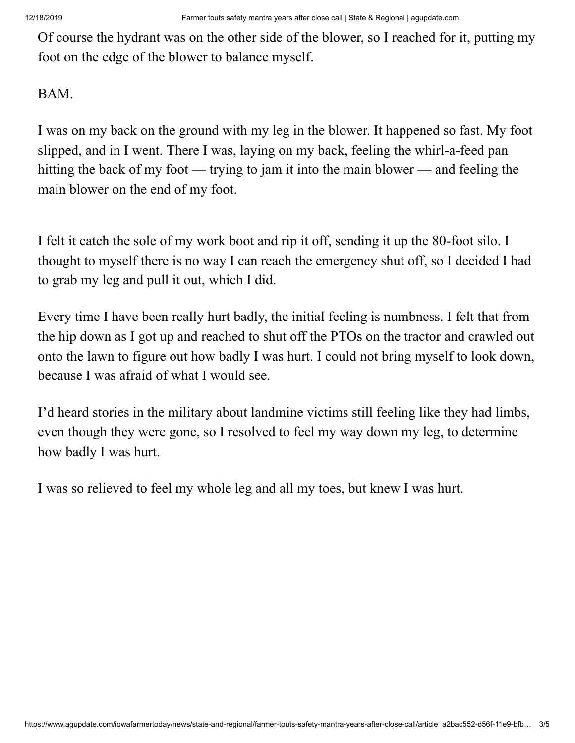Of course the hydrant was on the other side of the blower, so I reached for it, putting my foot on the edge of the blower to balance myself.

BAM.

I was on my back on the ground with my leg in the blower. It happened so fast. My foot slipped, and in I went. There I was, laying on my back, feeling the whirl-a-feed pan hitting the back of my foot — trying to jam it into the main blower — and feeling the main blower on the end of my foot.

I felt it catch the sole of my work boot and rip it off, sending it up the 80-foot silo. I thought to myself there is no way I can reach the emergency shut off, so I decided I had to grab my leg and pull it out, which I did.

Every time I have been really hurt badly, the initial feeling is numbness. I felt that from the hip down as I got up and reached to shut off the PTOs on the tractor and crawled out onto the lawn to figure out how badly I was hurt. I could not bring myself to look down, because I was afraid of what I would see.

I'd heard stories in the military about landmine victims still feeling like they had limbs, even though they were gone, so I resolved to feel my way down my leg, to determine how badly I was hurt.

I was so relieved to feel my whole leg and all my toes, but knew I was hurt.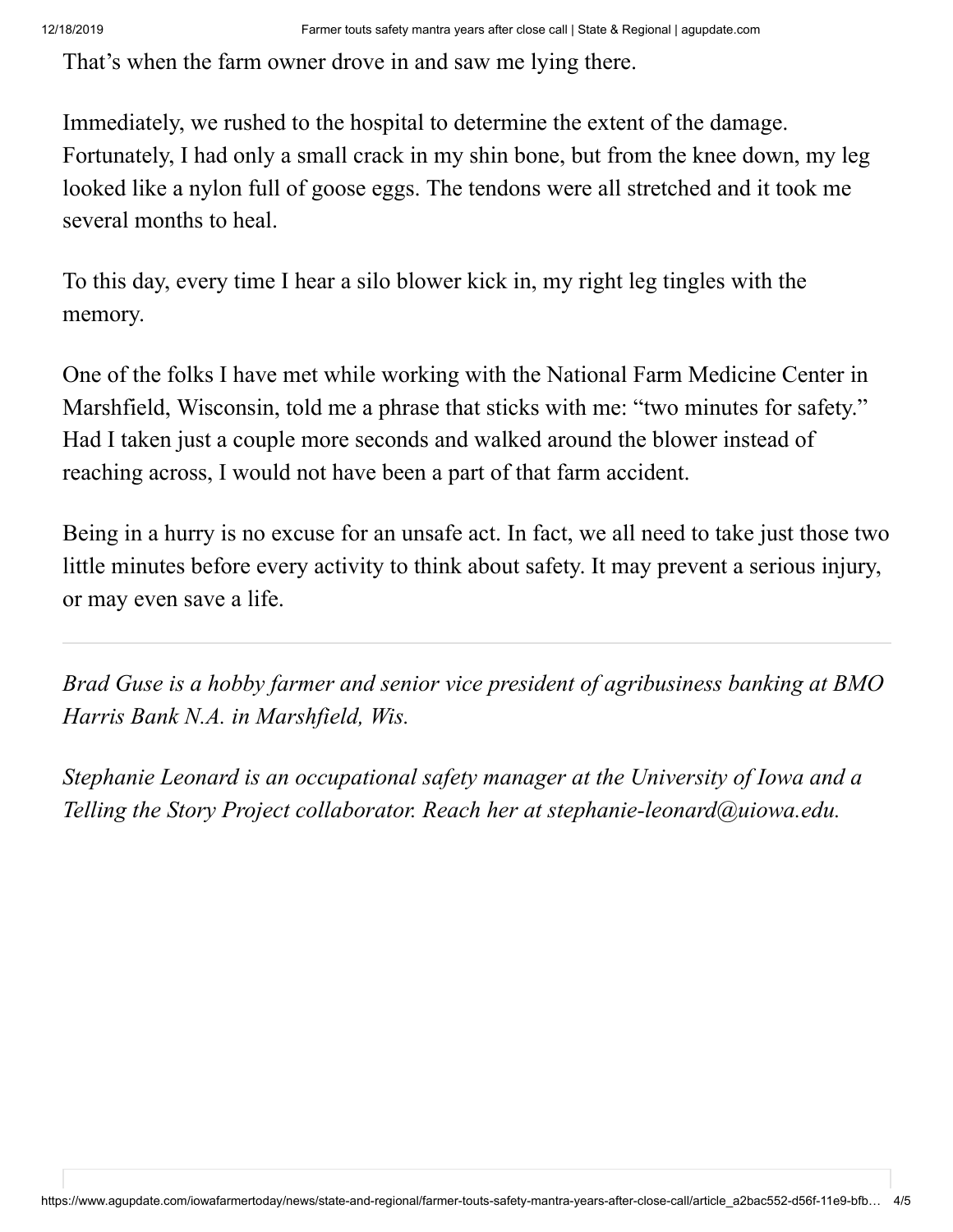That's when the farm owner drove in and saw me lying there.

Immediately, we rushed to the hospital to determine the extent of the damage. Fortunately, I had only a small crack in my shin bone, but from the knee down, my leg looked like a nylon full of goose eggs. The tendons were all stretched and it took me several months to heal.

To this day, every time I hear a silo blower kick in, my right leg tingles with the memory.

One of the folks I have met while working with the National Farm Medicine Center in Marshfield, Wisconsin, told me a phrase that sticks with me: "two minutes for safety." Had I taken just a couple more seconds and walked around the blower instead of reaching across, I would not have been a part of that farm accident.

Being in a hurry is no excuse for an unsafe act. In fact, we all need to take just those two little minutes before every activity to think about safety. It may prevent a serious injury, or may even save a life.

---

*Brad Guse is a hobby farmer and senior vice president of agribusiness banking at BMO Harris Bank N.A. in Marshfield, Wis.*

*Stephanie Leonard is an occupational safety manager at the University of Iowa and a Telling the Story Project collaborator. Reach her at stephanie-leonard@uiowa.edu.*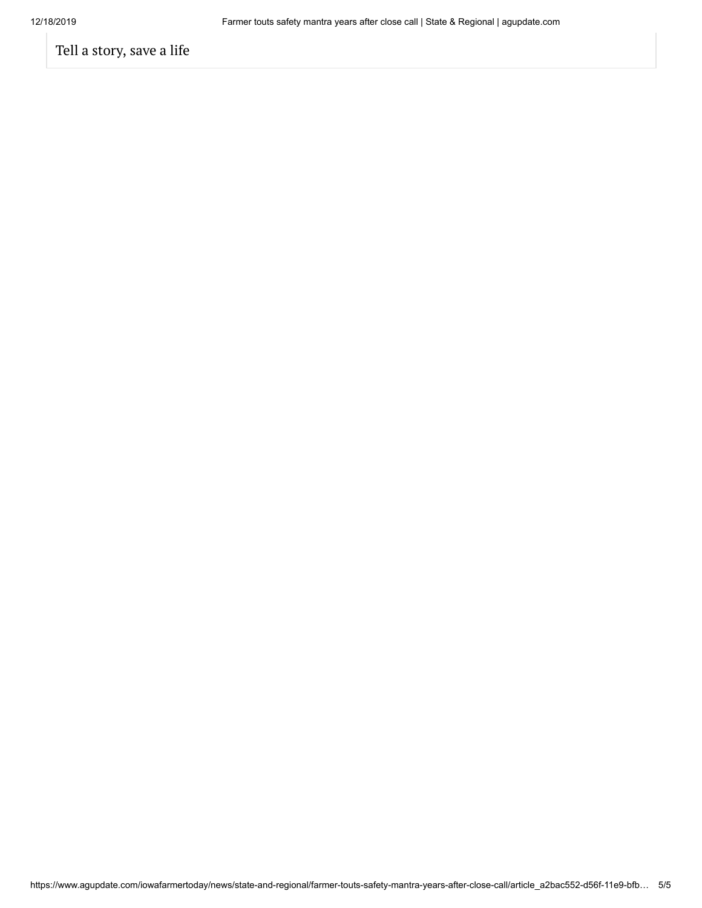Tell a story, save a life